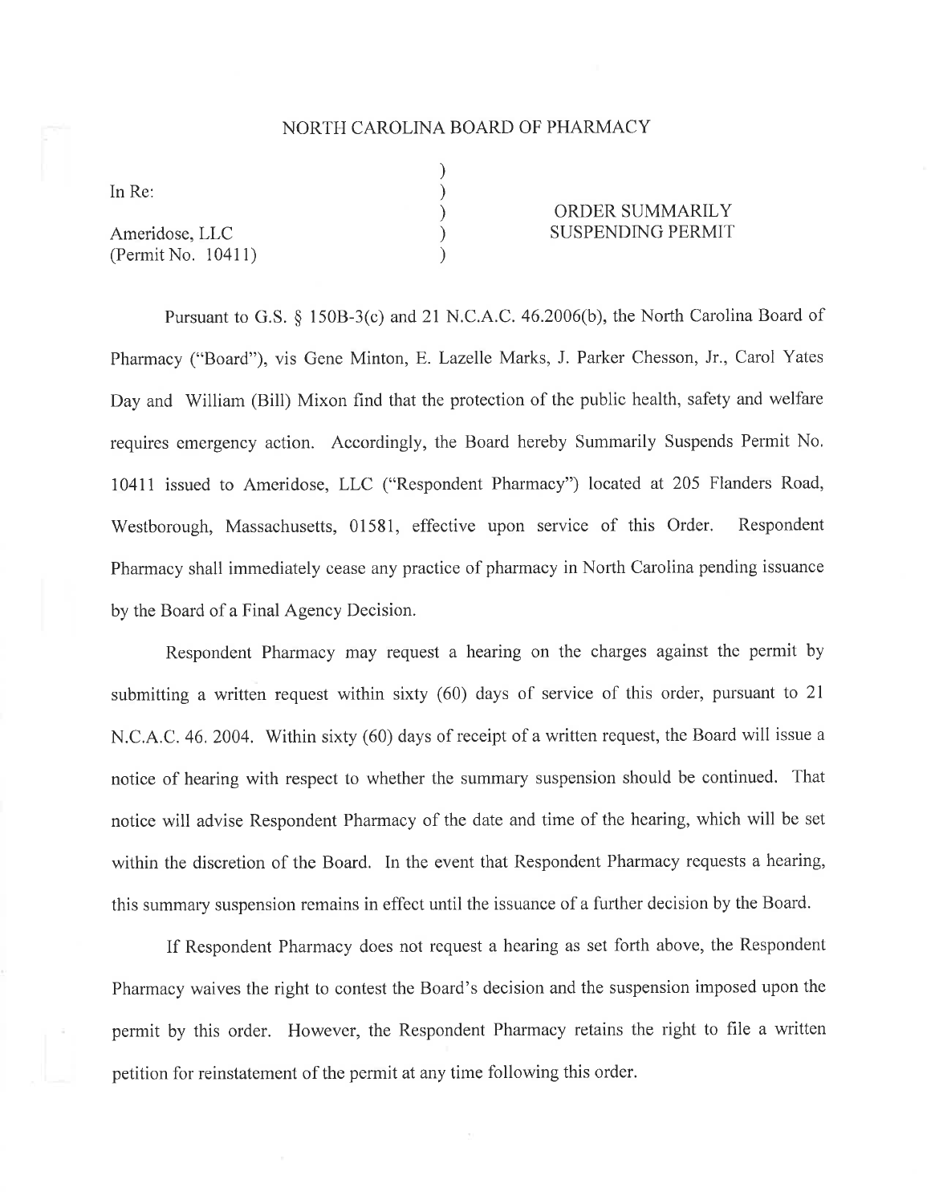# NORTH CAROLINA BOARD OF PHARMACY

In Re:

Ameridose, LLC
(Permit No. 10411)

**ORDER SUMMARILY SUSPENDING PERMIT**

Pursuant to G.S. § 150B-3(c) and 21 N.C.A.C. 46.2006(b), the North Carolina Board of Pharmacy ("Board"), vis Gene Minton, E. Lazelle Marks, J. Parker Chesson, Jr., Carol Yates Day and William (Bill) Mixon find that the protection of the public health, safety and welfare requires emergency action. Accordingly, the Board hereby Summarily Suspends Permit No. 10411 issued to Ameridose, LLC ("Respondent Pharmacy") located at 205 Flanders Road, Westborough, Massachusetts, 01581, effective upon service of this Order. Respondent Pharmacy shall immediately cease any practice of pharmacy in North Carolina pending issuance by the Board of a Final Agency Decision.

Respondent Pharmacy may request a hearing on the charges against the permit by submitting a written request within sixty (60) days of service of this order, pursuant to 21 N.C.A.C. 46. 2004. Within sixty (60) days of receipt of a written request, the Board will issue a notice of hearing with respect to whether the summary suspension should be continued. That notice will advise Respondent Pharmacy of the date and time of the hearing, which will be set within the discretion of the Board. In the event that Respondent Pharmacy requests a hearing, this summary suspension remains in effect until the issuance of a further decision by the Board.

If Respondent Pharmacy does not request a hearing as set forth above, the Respondent Pharmacy waives the right to contest the Board's decision and the suspension imposed upon the permit by this order. However, the Respondent Pharmacy retains the right to file a written petition for reinstatement of the permit at any time following this order.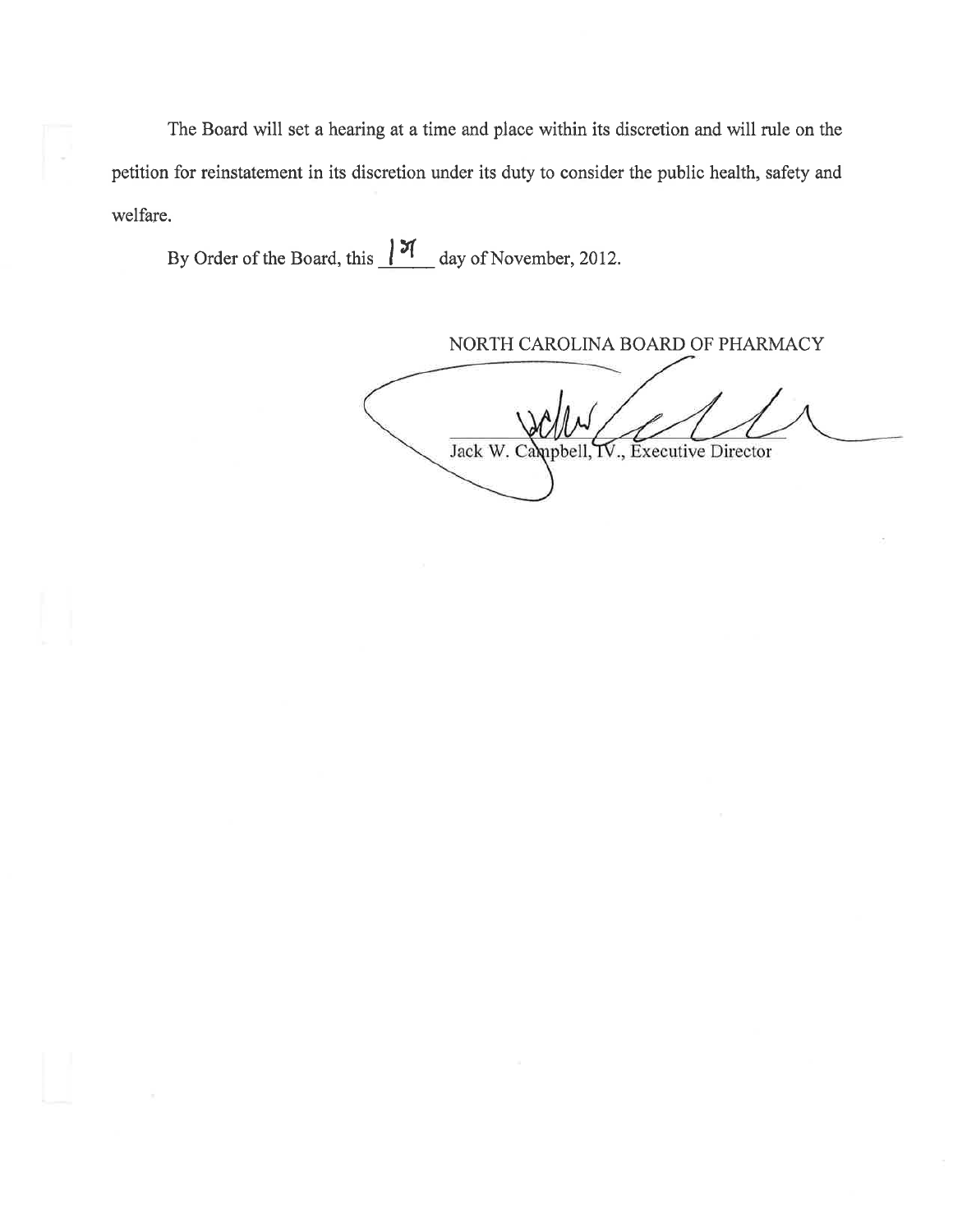The Board will set a hearing at a time and place within its discretion and will rule on the petition for reinstatement in its discretion under its duty to consider the public health, safety and welfare.

By Order of the Board, this 19 day of November, 2012.

NORTH CAROLINA BOARD OF PHARMACY

Jack W. Campbell, IV., Executive Director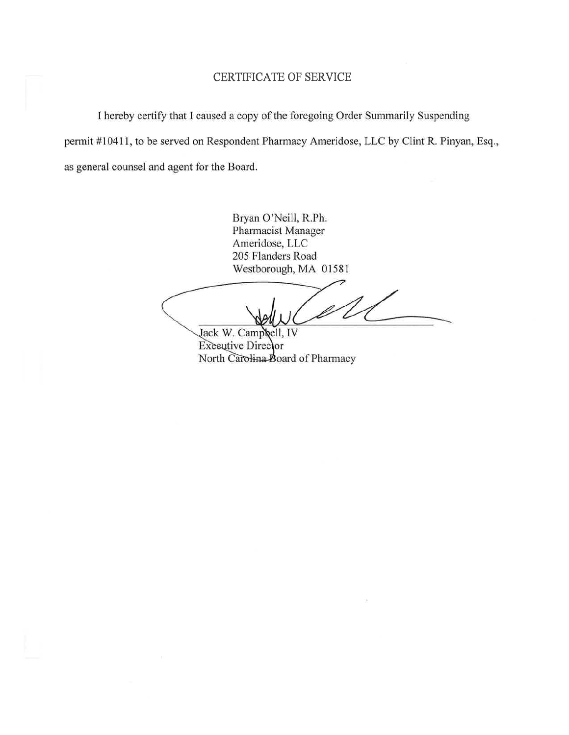# CERTIFICATE OF SERVICE

I hereby certify that I caused a copy of the foregoing Order Summarily Suspending permit #10411, to be served on Respondent Pharmacy Ameridose, LLC by Clint R. Pinyan, Esq., as general counsel and agent for the Board.

Bryan O'Neill, R.Ph.
Pharmacist Manager
Ameridose, LLC
205 Flanders Road
Westborough, MA 01581

Jack W. Campbell, IV
Executive Director
North Carolina Board of Pharmacy